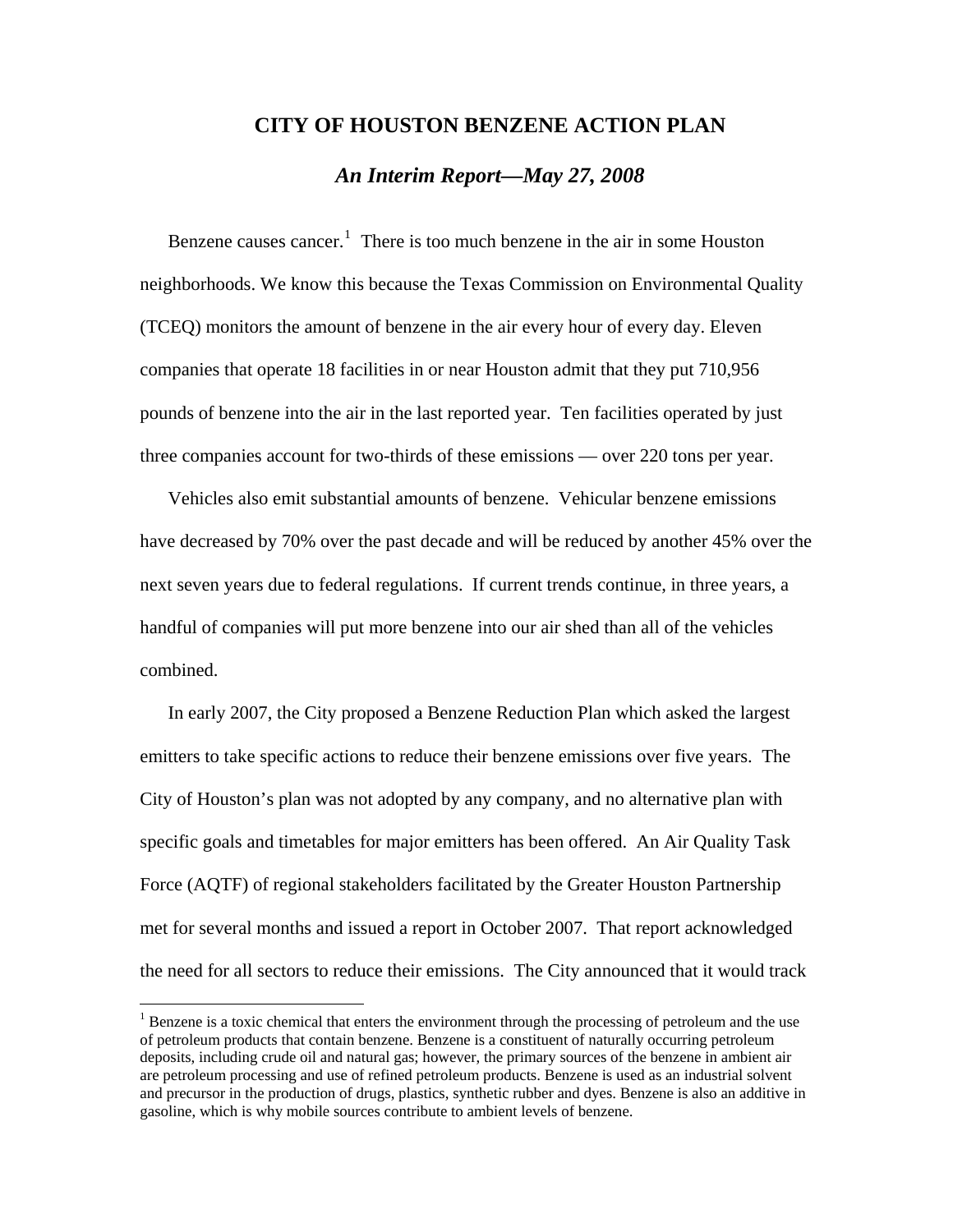# CITY OF HOUSTON BENZENE ACTION PLAN

## *An Interim Report—May 27, 2008*

Benzene causes cancer.[1] There is too much benzene in the air in some Houston neighborhoods. We know this because the Texas Commission on Environmental Quality (TCEQ) monitors the amount of benzene in the air every hour of every day. Eleven companies that operate 18 facilities in or near Houston admit that they put 710,956 pounds of benzene into the air in the last reported year. Ten facilities operated by just three companies account for two-thirds of these emissions — over 220 tons per year.

Vehicles also emit substantial amounts of benzene. Vehicular benzene emissions have decreased by 70% over the past decade and will be reduced by another 45% over the next seven years due to federal regulations. If current trends continue, in three years, a handful of companies will put more benzene into our air shed than all of the vehicles combined.

In early 2007, the City proposed a Benzene Reduction Plan which asked the largest emitters to take specific actions to reduce their benzene emissions over five years. The City of Houston's plan was not adopted by any company, and no alternative plan with specific goals and timetables for major emitters has been offered. An Air Quality Task Force (AQTF) of regional stakeholders facilitated by the Greater Houston Partnership met for several months and issued a report in October 2007. That report acknowledged the need for all sectors to reduce their emissions. The City announced that it would track

---

[1] Benzene is a toxic chemical that enters the environment through the processing of petroleum and the use of petroleum products that contain benzene. Benzene is a constituent of naturally occurring petroleum deposits, including crude oil and natural gas; however, the primary sources of the benzene in ambient air are petroleum processing and use of refined petroleum products. Benzene is used as an industrial solvent and precursor in the production of drugs, plastics, synthetic rubber and dyes. Benzene is also an additive in gasoline, which is why mobile sources contribute to ambient levels of benzene.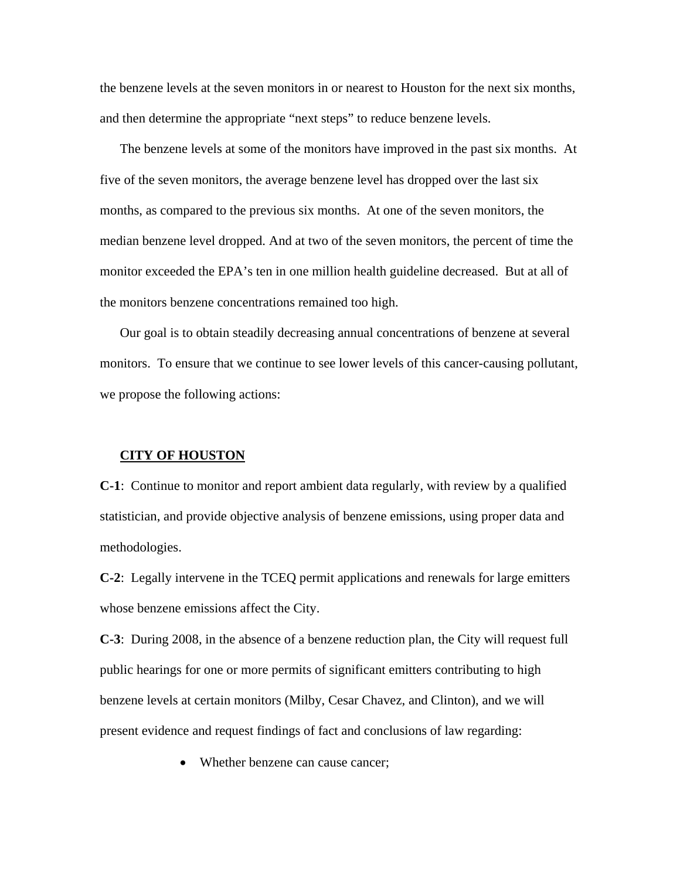the benzene levels at the seven monitors in or nearest to Houston for the next six months, and then determine the appropriate "next steps" to reduce benzene levels.

The benzene levels at some of the monitors have improved in the past six months. At five of the seven monitors, the average benzene level has dropped over the last six months, as compared to the previous six months. At one of the seven monitors, the median benzene level dropped. And at two of the seven monitors, the percent of time the monitor exceeded the EPA's ten in one million health guideline decreased. But at all of the monitors benzene concentrations remained too high.

Our goal is to obtain steadily decreasing annual concentrations of benzene at several monitors. To ensure that we continue to see lower levels of this cancer-causing pollutant, we propose the following actions:

## CITY OF HOUSTON

**C-1**: Continue to monitor and report ambient data regularly, with review by a qualified statistician, and provide objective analysis of benzene emissions, using proper data and methodologies.

**C-2**: Legally intervene in the TCEQ permit applications and renewals for large emitters whose benzene emissions affect the City.

**C-3**: During 2008, in the absence of a benzene reduction plan, the City will request full public hearings for one or more permits of significant emitters contributing to high benzene levels at certain monitors (Milby, Cesar Chavez, and Clinton), and we will present evidence and request findings of fact and conclusions of law regarding:

- Whether benzene can cause cancer;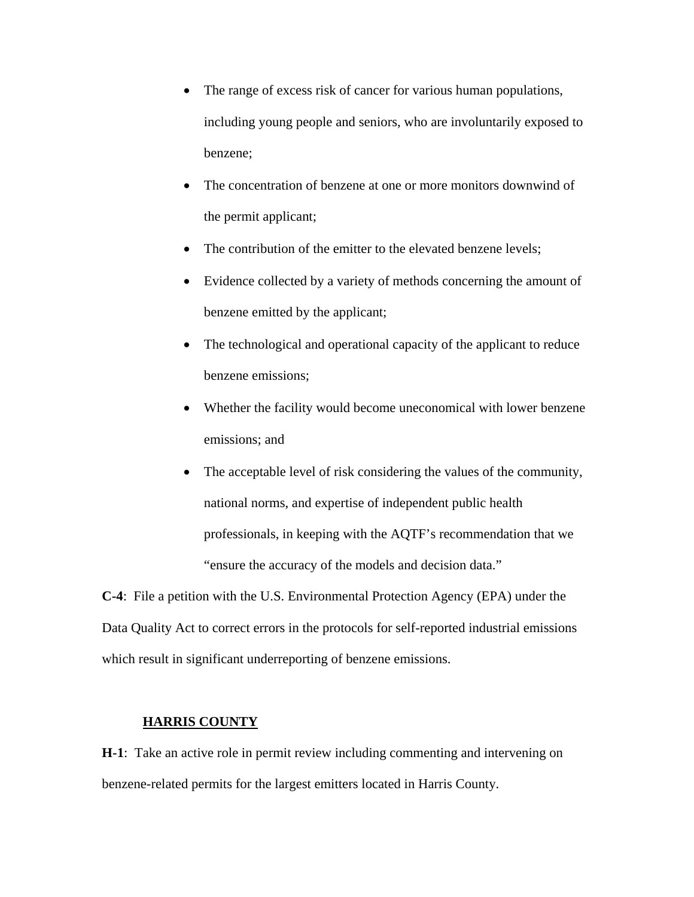- The range of excess risk of cancer for various human populations, including young people and seniors, who are involuntarily exposed to benzene;
- The concentration of benzene at one or more monitors downwind of the permit applicant;
- The contribution of the emitter to the elevated benzene levels;
- Evidence collected by a variety of methods concerning the amount of benzene emitted by the applicant;
- The technological and operational capacity of the applicant to reduce benzene emissions;
- Whether the facility would become uneconomical with lower benzene emissions; and
- The acceptable level of risk considering the values of the community, national norms, and expertise of independent public health professionals, in keeping with the AQTF's recommendation that we "ensure the accuracy of the models and decision data."

**C-4**: File a petition with the U.S. Environmental Protection Agency (EPA) under the Data Quality Act to correct errors in the protocols for self-reported industrial emissions which result in significant underreporting of benzene emissions.

## HARRIS COUNTY

**H-1**: Take an active role in permit review including commenting and intervening on benzene-related permits for the largest emitters located in Harris County.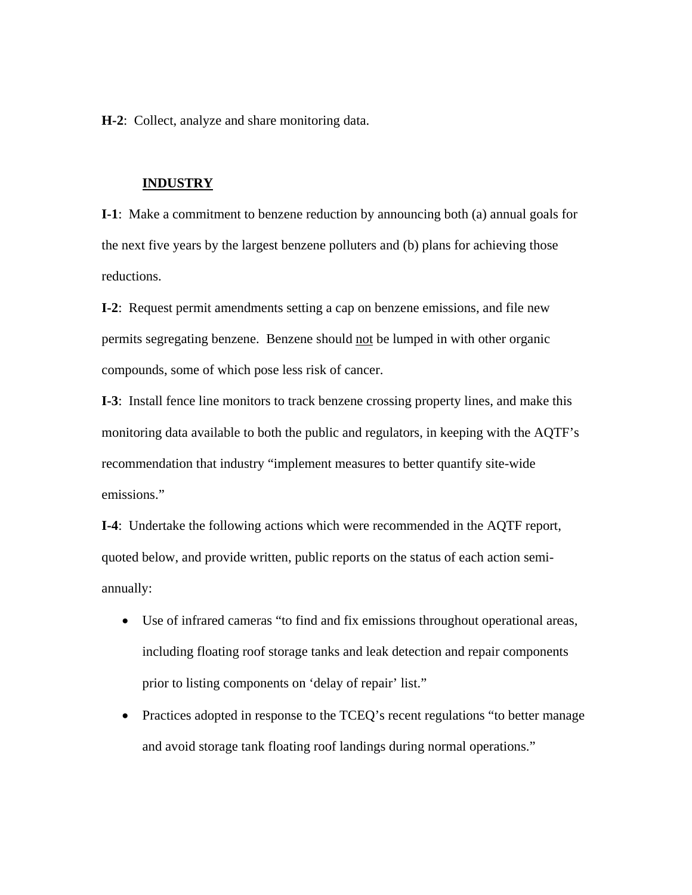**H-2**: Collect, analyze and share monitoring data.

## INDUSTRY

**I-1**: Make a commitment to benzene reduction by announcing both (a) annual goals for the next five years by the largest benzene polluters and (b) plans for achieving those reductions.

**I-2**: Request permit amendments setting a cap on benzene emissions, and file new permits segregating benzene. Benzene should <u>not</u> be lumped in with other organic compounds, some of which pose less risk of cancer.

**I-3**: Install fence line monitors to track benzene crossing property lines, and make this monitoring data available to both the public and regulators, in keeping with the AQTF's recommendation that industry "implement measures to better quantify site-wide emissions."

**I-4**: Undertake the following actions which were recommended in the AQTF report, quoted below, and provide written, public reports on the status of each action semi-annually:

- Use of infrared cameras "to find and fix emissions throughout operational areas, including floating roof storage tanks and leak detection and repair components prior to listing components on 'delay of repair' list."
- Practices adopted in response to the TCEQ's recent regulations "to better manage and avoid storage tank floating roof landings during normal operations."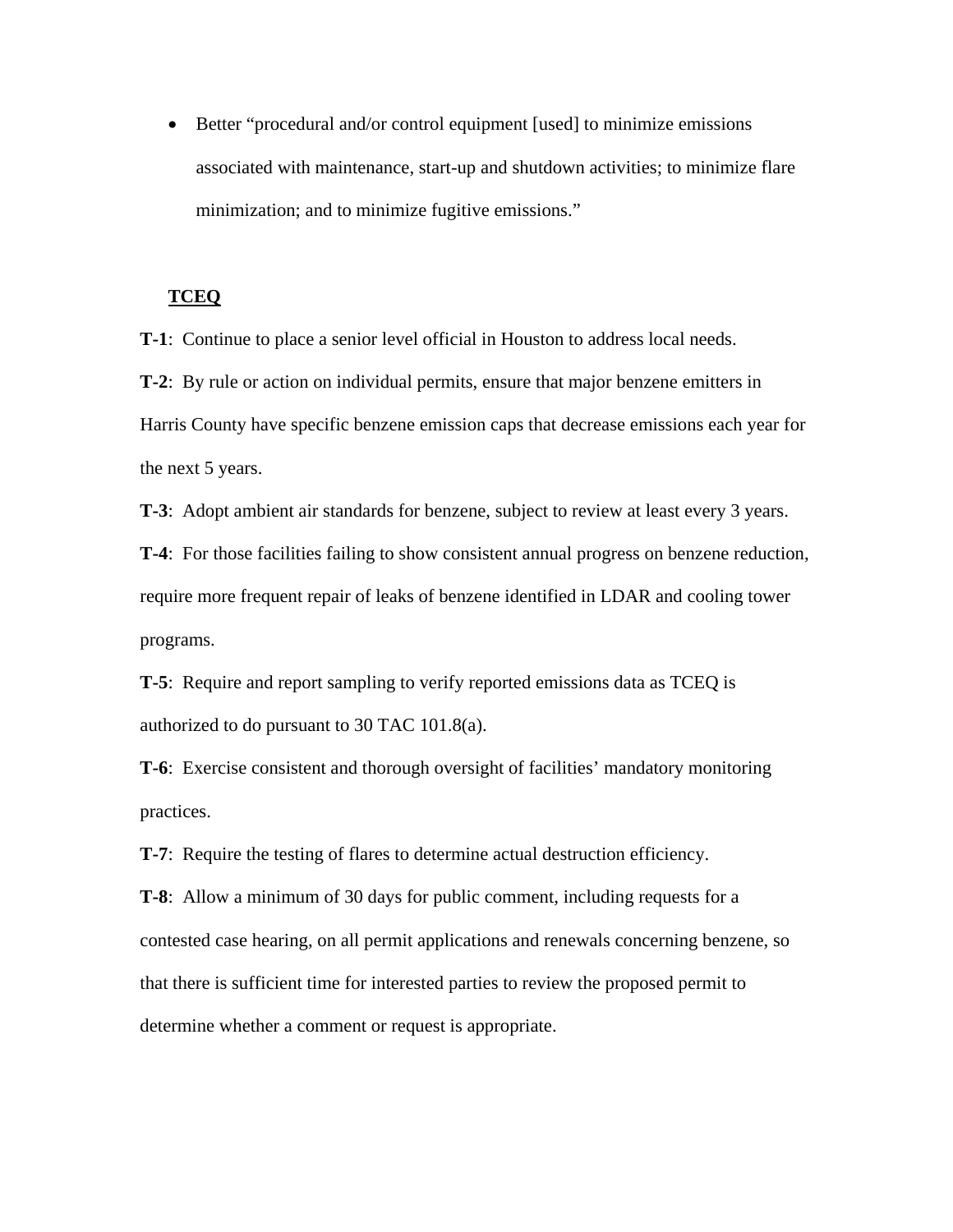- Better "procedural and/or control equipment [used] to minimize emissions associated with maintenance, start-up and shutdown activities; to minimize flare minimization; and to minimize fugitive emissions."

**TCEQ**

**T-1**: Continue to place a senior level official in Houston to address local needs.

**T-2**: By rule or action on individual permits, ensure that major benzene emitters in Harris County have specific benzene emission caps that decrease emissions each year for the next 5 years.

**T-3**: Adopt ambient air standards for benzene, subject to review at least every 3 years.

**T-4**: For those facilities failing to show consistent annual progress on benzene reduction, require more frequent repair of leaks of benzene identified in LDAR and cooling tower programs.

**T-5**: Require and report sampling to verify reported emissions data as TCEQ is authorized to do pursuant to 30 TAC 101.8(a).

**T-6**: Exercise consistent and thorough oversight of facilities' mandatory monitoring practices.

**T-7**: Require the testing of flares to determine actual destruction efficiency.

**T-8**: Allow a minimum of 30 days for public comment, including requests for a contested case hearing, on all permit applications and renewals concerning benzene, so that there is sufficient time for interested parties to review the proposed permit to determine whether a comment or request is appropriate.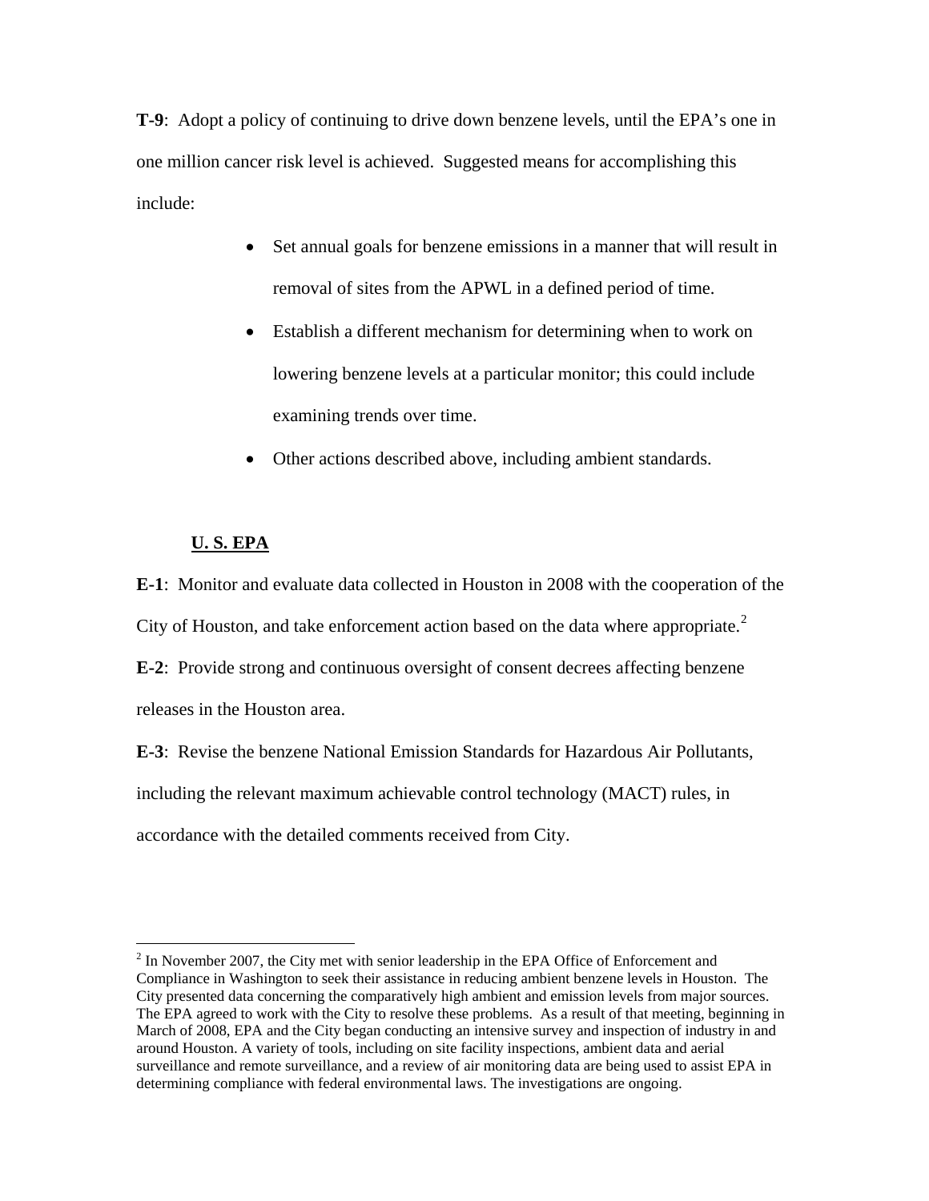**T-9**: Adopt a policy of continuing to drive down benzene levels, until the EPA's one in one million cancer risk level is achieved. Suggested means for accomplishing this include:

- Set annual goals for benzene emissions in a manner that will result in removal of sites from the APWL in a defined period of time.
- Establish a different mechanism for determining when to work on lowering benzene levels at a particular monitor; this could include examining trends over time.
- Other actions described above, including ambient standards.

**U. S. EPA**

**E-1**: Monitor and evaluate data collected in Houston in 2008 with the cooperation of the City of Houston, and take enforcement action based on the data where appropriate.[2]

**E-2**: Provide strong and continuous oversight of consent decrees affecting benzene releases in the Houston area.

**E-3**: Revise the benzene National Emission Standards for Hazardous Air Pollutants, including the relevant maximum achievable control technology (MACT) rules, in accordance with the detailed comments received from City.

---

[2] In November 2007, the City met with senior leadership in the EPA Office of Enforcement and Compliance in Washington to seek their assistance in reducing ambient benzene levels in Houston. The City presented data concerning the comparatively high ambient and emission levels from major sources. The EPA agreed to work with the City to resolve these problems. As a result of that meeting, beginning in March of 2008, EPA and the City began conducting an intensive survey and inspection of industry in and around Houston. A variety of tools, including on site facility inspections, ambient data and aerial surveillance and remote surveillance, and a review of air monitoring data are being used to assist EPA in determining compliance with federal environmental laws. The investigations are ongoing.